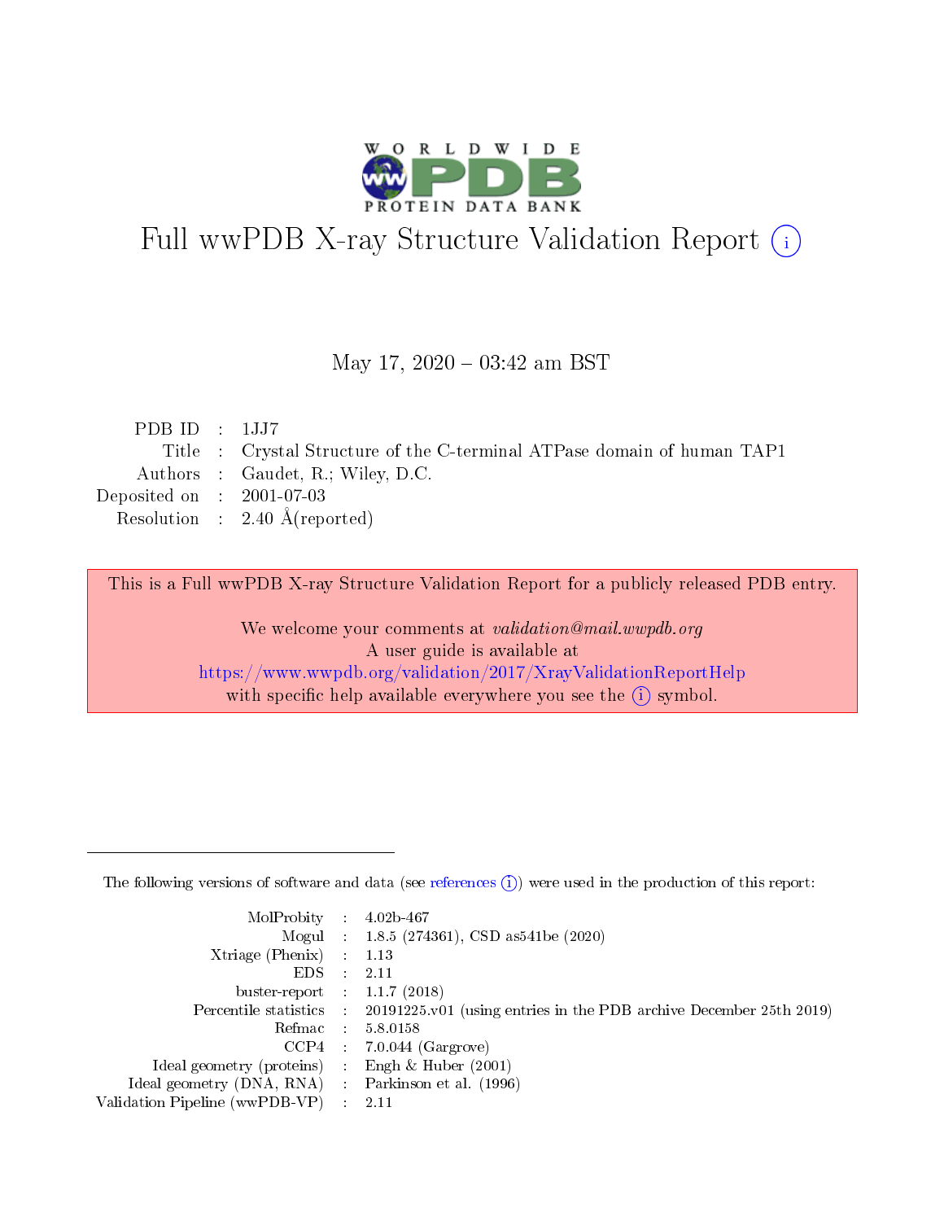# Full wwPDB X-ray Structure Validation Report (i)

May 17, 2020 – 03:42 am BST

| | | |
|---|---|---|
| PDB ID | : | 1JJ7 |
| Title | : | Crystal Structure of the C-terminal ATPase domain of human TAP1 |
| Authors | : | Gaudet, R.; Wiley, D.C. |
| Deposited on | : | 2001-07-03 |
| Resolution | : | 2.40 Å(reported) |

This is a Full wwPDB X-ray Structure Validation Report for a publicly released PDB entry.

We welcome your comments at *validation@mail.wwpdb.org*
A user guide is available at
https://www.wwpdb.org/validation/2017/XrayValidationReportHelp
with specific help available everywhere you see the (i) symbol.

---

The following versions of software and data (see references (i)) were used in the production of this report:

| | | |
|---|---|---|
| MolProbity | : | 4.02b-467 |
| Mogul | : | 1.8.5 (274361), CSD as541be (2020) |
| Xtriage (Phenix) | : | 1.13 |
| EDS | : | 2.11 |
| buster-report | : | 1.1.7 (2018) |
| Percentile statistics | : | 20191225.v01 (using entries in the PDB archive December 25th 2019) |
| Refmac | : | 5.8.0158 |
| CCP4 | : | 7.0.044 (Gargrove) |
| Ideal geometry (proteins) | : | Engh & Huber (2001) |
| Ideal geometry (DNA, RNA) | : | Parkinson et al. (1996) |
| Validation Pipeline (wwPDB-VP) | : | 2.11 |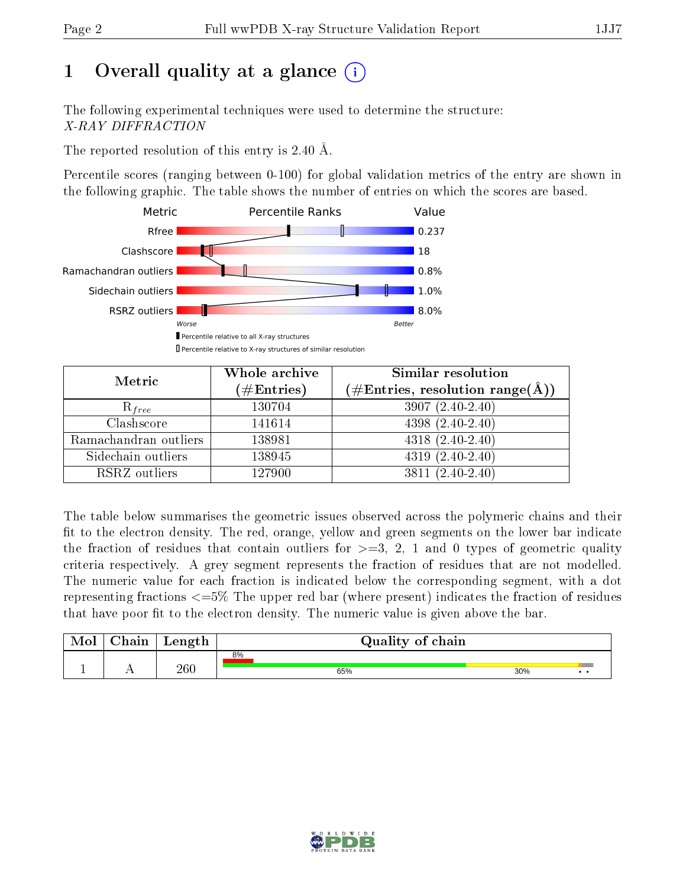# 1 Overall quality at a glance

The following experimental techniques were used to determine the structure:
*X-RAY DIFFRACTION*

The reported resolution of this entry is 2.40 Å.

Percentile scores (ranging between 0-100) for global validation metrics of the entry are shown in the following graphic. The table shows the number of entries on which the scores are based.

| Metric | Value |
|---|---|
| Rfree | 0.237 |
| Clashscore | 18 |
| Ramachandran outliers | 0.8% |
| Sidechain outliers | 1.0% |
| RSRZ outliers | 8.0% |

Worse — Better

▮ Percentile relative to all X-ray structures
▯ Percentile relative to X-ray structures of similar resolution

| Metric | Whole archive (#Entries) | Similar resolution (#Entries, resolution range(Å)) |
|---|---|---|
| $R_{free}$ | 130704 | 3907 (2.40-2.40) |
| Clashscore | 141614 | 4398 (2.40-2.40) |
| Ramachandran outliers | 138981 | 4318 (2.40-2.40) |
| Sidechain outliers | 138945 | 4319 (2.40-2.40) |
| RSRZ outliers | 127900 | 3811 (2.40-2.40) |

The table below summarises the geometric issues observed across the polymeric chains and their fit to the electron density. The red, orange, yellow and green segments on the lower bar indicate the fraction of residues that contain outliers for >=3, 2, 1 and 0 types of geometric quality criteria respectively. A grey segment represents the fraction of residues that are not modelled. The numeric value for each fraction is indicated below the corresponding segment, with a dot representing fractions <=5% The upper red bar (where present) indicates the fraction of residues that have poor fit to the electron density. The numeric value is given above the bar.

| Mol | Chain | Length | Quality of chain |
|---|---|---|---|
| 1 | A | 260 | 8% (poor fit); 65% green, 30% yellow, • orange, • grey |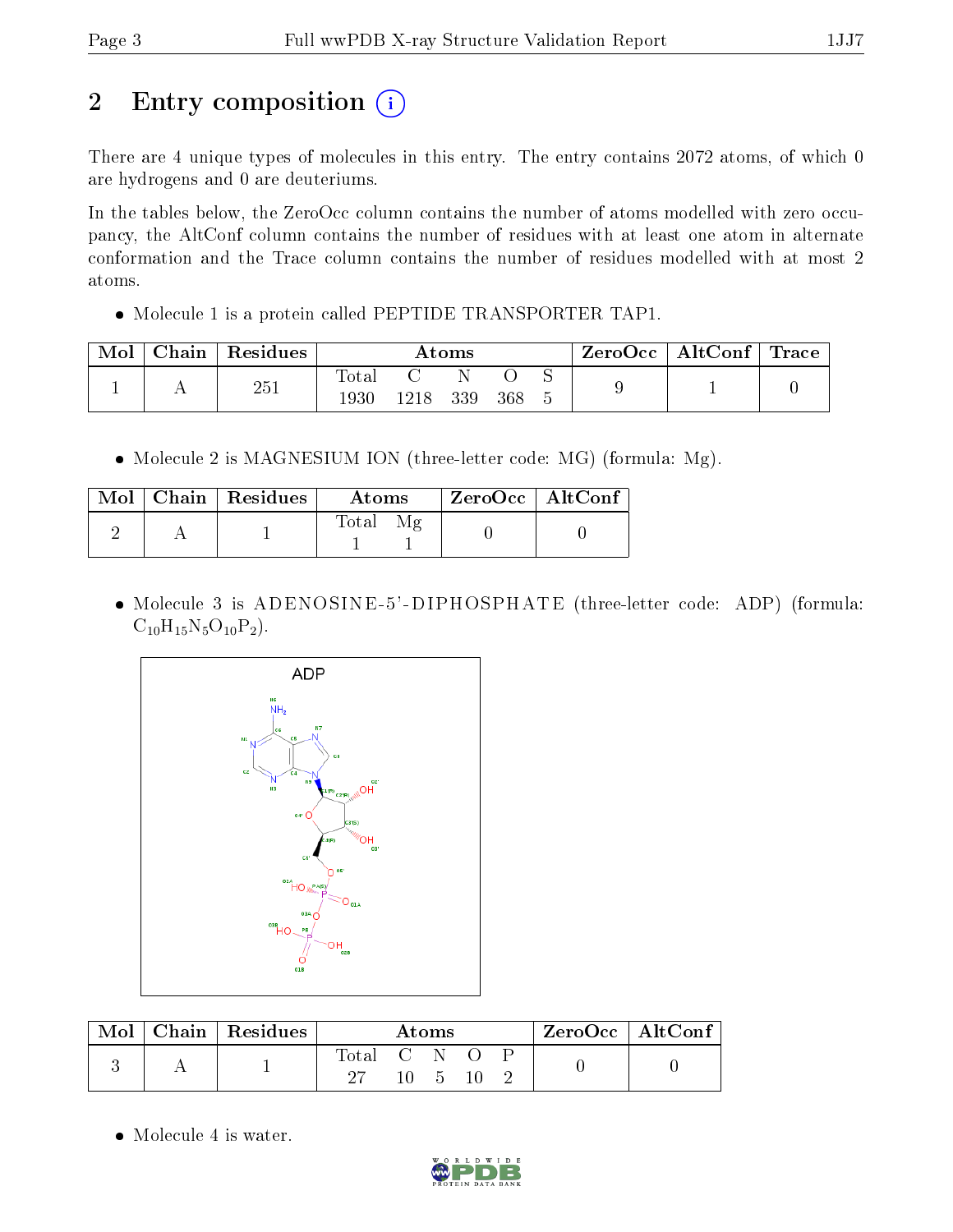# 2 Entry composition

There are 4 unique types of molecules in this entry. The entry contains 2072 atoms, of which 0 are hydrogens and 0 are deuteriums.

In the tables below, the ZeroOcc column contains the number of atoms modelled with zero occupancy, the AltConf column contains the number of residues with at least one atom in alternate conformation and the Trace column contains the number of residues modelled with at most 2 atoms.

- Molecule 1 is a protein called PEPTIDE TRANSPORTER TAP1.

| Mol | Chain | Residues | Atoms | | | | | ZeroOcc | AltConf | Trace |
|---|---|---|---|---|---|---|---|---|---|---|
| 1 | A | 251 | Total<br>1930 | C<br>1218 | N<br>339 | O<br>368 | S<br>5 | 9 | 1 | 0 |

- Molecule 2 is MAGNESIUM ION (three-letter code: MG) (formula: Mg).

| Mol | Chain | Residues | Atoms | | ZeroOcc | AltConf |
|---|---|---|---|---|---|---|
| 2 | A | 1 | Total<br>1 | Mg<br>1 | 0 | 0 |

- Molecule 3 is ADENOSINE-5'-DIPHOSPHATE (three-letter code: ADP) (formula: $C_{10}H_{15}N_5O_{10}P_2$).

| Mol | Chain | Residues | Atoms | | | | | ZeroOcc | AltConf |
|---|---|---|---|---|---|---|---|---|---|
| 3 | A | 1 | Total<br>27 | C<br>10 | N<br>5 | O<br>10 | P<br>2 | 0 | 0 |

- Molecule 4 is water.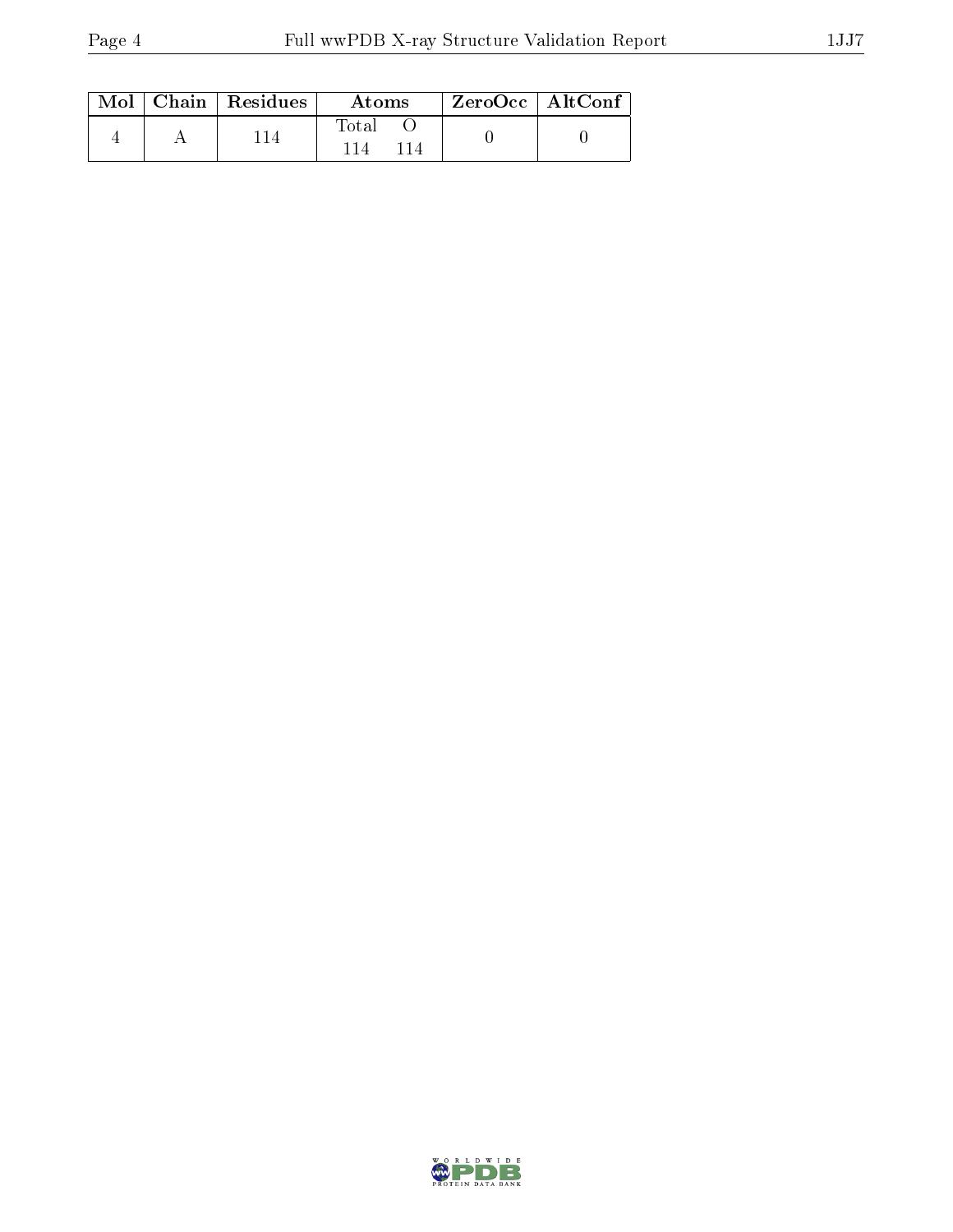| Mol | Chain | Residues | Atoms | | ZeroOcc | AltConf |
|---|---|---|---|---|---|---|
| | | | Total | O | | |
| 4 | A | 114 | 114 | 114 | 0 | 0 |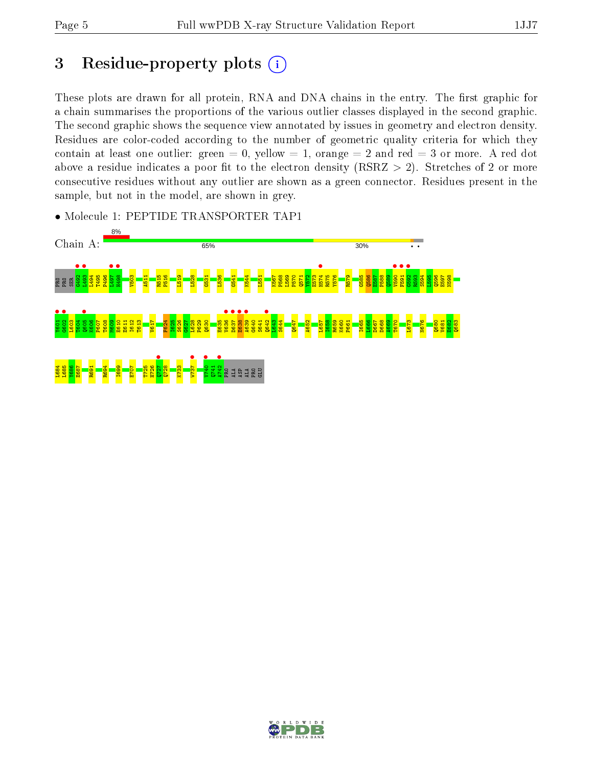# 3 Residue-property plots

These plots are drawn for all protein, RNA and DNA chains in the entry. The first graphic for a chain summarises the proportions of the various outlier classes displayed in the second graphic. The second graphic shows the sequence view annotated by issues in geometry and electron density. Residues are color-coded according to the number of geometric quality criteria for which they contain at least one outlier: green = 0, yellow = 1, orange = 2 and red = 3 or more. A red dot above a residue indicates a poor fit to the electron density (RSRZ > 2). Stretches of 2 or more consecutive residues without any outlier are shown as a green connector. Residues present in the sample, but not in the model, are shown in grey.

- Molecule 1: PEPTIDE TRANSPORTER TAP1

Chain A: 8% | 65% | 30%

PRO PRO SER G492 L493 L494 T495 P496 L497 H498 V503 A511 R515 P516 L519 L528 G531 L536 G541 K544 L551 K567 P568 L569 P570 Q571 Y572 E573 H574 R575 Y576 R579 G585 Q586 E587 P588 Q589 V590 F591 G592 R593 S594 L595 Q596 E597 N598

Y601 G602 L603 T604 Q605 K606 P607 T608 M609 E610 E611 I612 T613 V617 F624 I625 S626 G627 L628 P629 Q630 E635 V636 D637 E638 A639 G640 S641 Q642 L643 S644 Q647 A652 L657 I658 R659 K660 P661 I665 L666 D667 D668 A669 T670 L673 N676 Q680 V681 E682 Q683

L684 L685 Y686 E687 R691 R694 I699 E707 T725 H726 Q727 Q728 K733 W737 V740 U741 A742 PRO ALA ASP ALA PRO GLU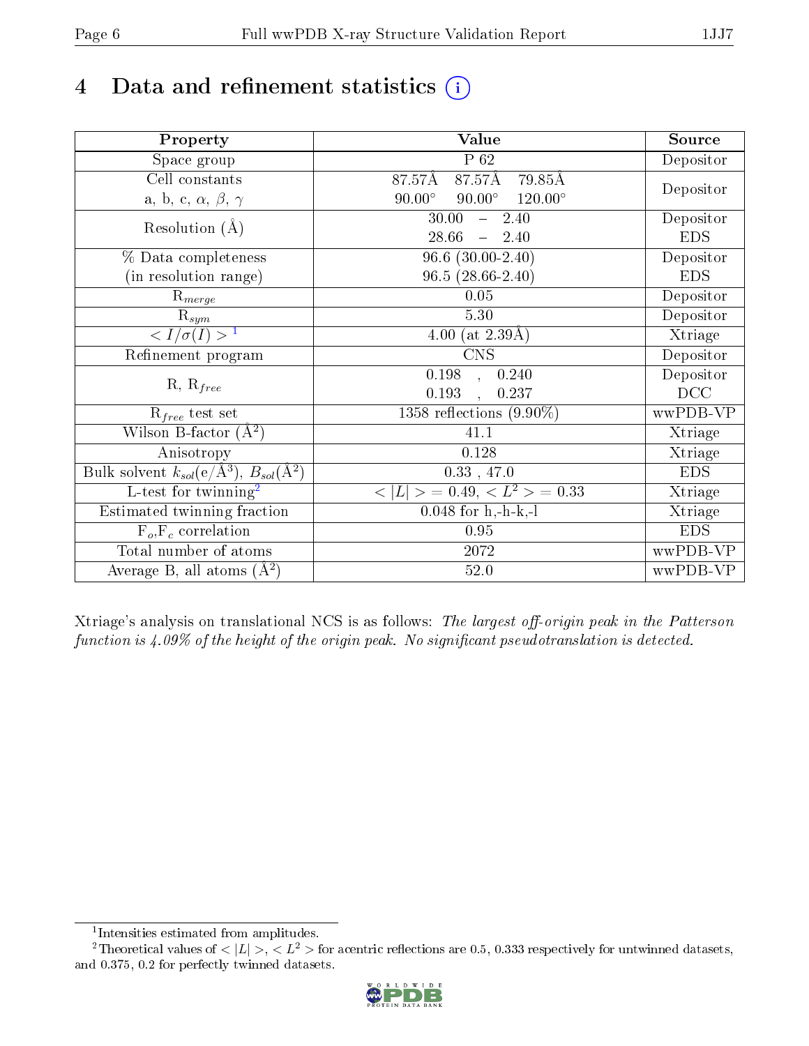# 4 Data and refinement statistics (i)

| Property | Value | Source |
|---|---|---|
| Space group | P 62 | Depositor |
| Cell constants<br>a, b, c, $\alpha$, $\beta$, $\gamma$ | 87.57Å 87.57Å 79.85Å<br>90.00° 90.00° 120.00° | Depositor |
| Resolution (Å) | 30.00 – 2.40<br>28.66 – 2.40 | Depositor<br>EDS |
| % Data completeness<br>(in resolution range) | 96.6 (30.00-2.40)<br>96.5 (28.66-2.40) | Depositor<br>EDS |
| $R_{merge}$ | 0.05 | Depositor |
| $R_{sym}$ | 5.30 | Depositor |
| $< I/\sigma(I) >$ [1] | 4.00 (at 2.39Å) | Xtriage |
| Refinement program | CNS | Depositor |
| R, $R_{free}$ | 0.198 , 0.240<br>0.193 , 0.237 | Depositor<br>DCC |
| $R_{free}$ test set | 1358 reflections (9.90%) | wwPDB-VP |
| Wilson B-factor (Å$^2$) | 41.1 | Xtriage |
| Anisotropy | 0.128 | Xtriage |
| Bulk solvent $k_{sol}$(e/Å$^3$), $B_{sol}$(Å$^2$) | 0.33 , 47.0 | EDS |
| L-test for twinning[2] | $< \|L\| > = 0.49$, $< L^2 > = 0.33$ | Xtriage |
| Estimated twinning fraction | 0.048 for h,-h-k,-l | Xtriage |
| $F_o$,$F_c$ correlation | 0.95 | EDS |
| Total number of atoms | 2072 | wwPDB-VP |
| Average B, all atoms (Å$^2$) | 52.0 | wwPDB-VP |

Xtriage's analysis on translational NCS is as follows: *The largest off-origin peak in the Patterson function is 4.09% of the height of the origin peak. No significant pseudotranslation is detected.*

[1] Intensities estimated from amplitudes.

[2] Theoretical values of $< |L| >$, $< L^2 >$ for acentric reflections are 0.5, 0.333 respectively for untwinned datasets, and 0.375, 0.2 for perfectly twinned datasets.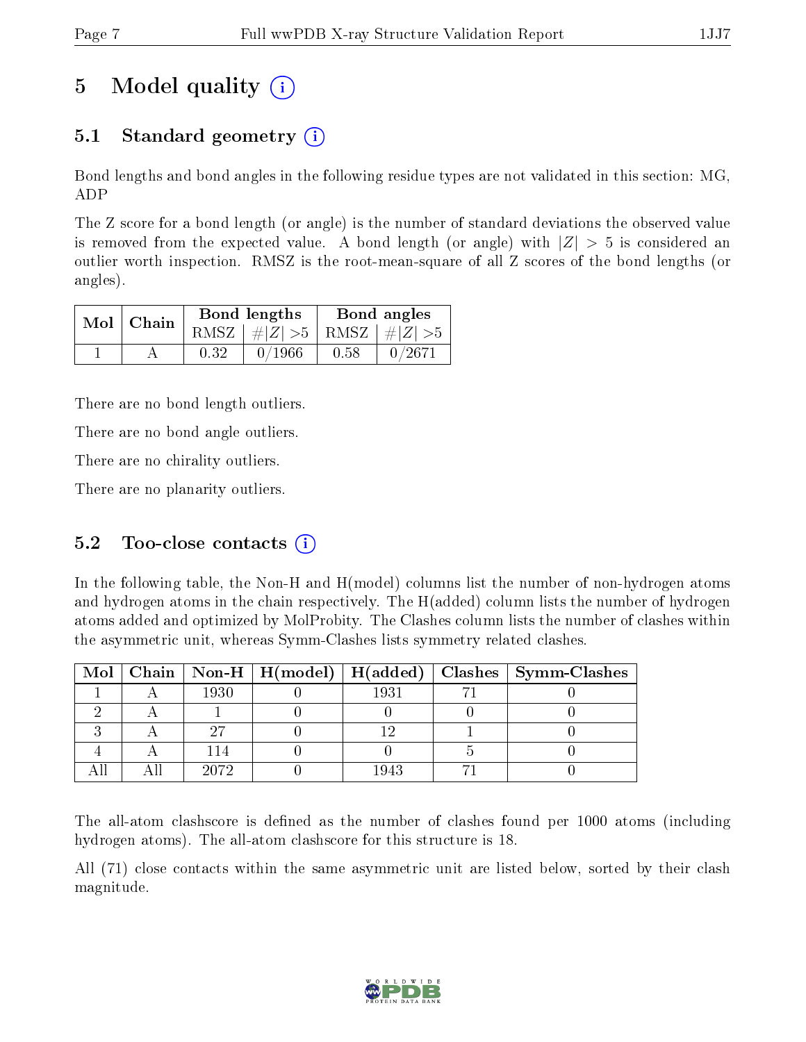# 5 Model quality

## 5.1 Standard geometry

Bond lengths and bond angles in the following residue types are not validated in this section: MG, ADP

The Z score for a bond length (or angle) is the number of standard deviations the observed value is removed from the expected value. A bond length (or angle) with $|Z| > 5$ is considered an outlier worth inspection. RMSZ is the root-mean-square of all Z scores of the bond lengths (or angles).

| Mol | Chain | Bond lengths | | Bond angles | |
|---|---|---|---|---|---|
| | | RMSZ | $\#\|Z\| > 5$ | RMSZ | $\#\|Z\| > 5$ |
| 1 | A | 0.32 | 0/1966 | 0.58 | 0/2671 |

There are no bond length outliers.

There are no bond angle outliers.

There are no chirality outliers.

There are no planarity outliers.

## 5.2 Too-close contacts

In the following table, the Non-H and H(model) columns list the number of non-hydrogen atoms and hydrogen atoms in the chain respectively. The H(added) column lists the number of hydrogen atoms added and optimized by MolProbity. The Clashes column lists the number of clashes within the asymmetric unit, whereas Symm-Clashes lists symmetry related clashes.

| Mol | Chain | Non-H | H(model) | H(added) | Clashes | Symm-Clashes |
|---|---|---|---|---|---|---|
| 1 | A | 1930 | 0 | 1931 | 71 | 0 |
| 2 | A | 1 | 0 | 0 | 0 | 0 |
| 3 | A | 27 | 0 | 12 | 1 | 0 |
| 4 | A | 114 | 0 | 0 | 5 | 0 |
| All | All | 2072 | 0 | 1943 | 71 | 0 |

The all-atom clashscore is defined as the number of clashes found per 1000 atoms (including hydrogen atoms). The all-atom clashscore for this structure is 18.

All (71) close contacts within the same asymmetric unit are listed below, sorted by their clash magnitude.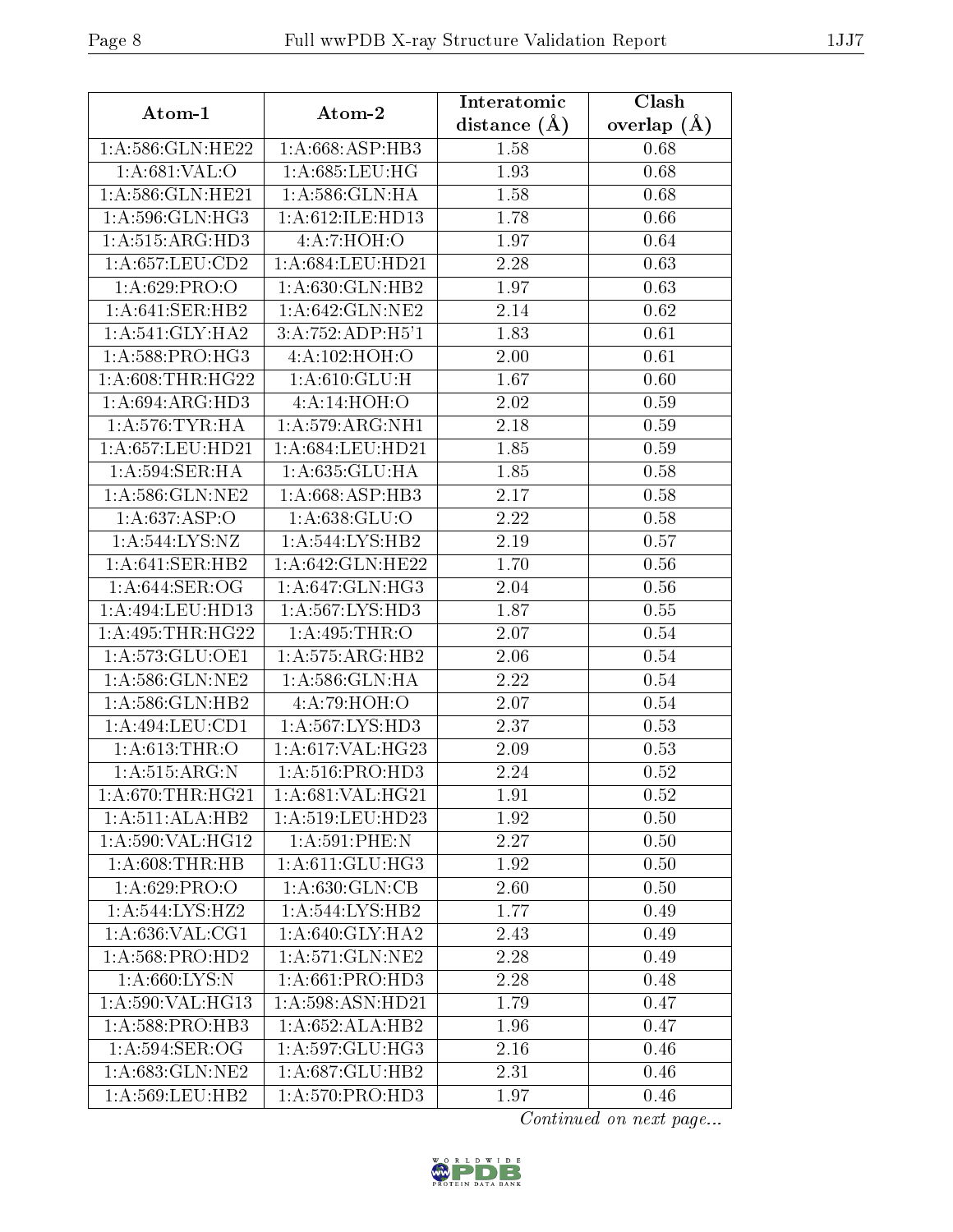| Atom-1 | Atom-2 | Interatomic distance (Å) | Clash overlap (Å) |
| --- | --- | --- | --- |
| 1:A:586:GLN:HE22 | 1:A:668:ASP:HB3 | 1.58 | 0.68 |
| 1:A:681:VAL:O | 1:A:685:LEU:HG | 1.93 | 0.68 |
| 1:A:586:GLN:HE21 | 1:A:586:GLN:HA | 1.58 | 0.68 |
| 1:A:596:GLN:HG3 | 1:A:612:ILE:HD13 | 1.78 | 0.66 |
| 1:A:515:ARG:HD3 | 4:A:7:HOH:O | 1.97 | 0.64 |
| 1:A:657:LEU:CD2 | 1:A:684:LEU:HD21 | 2.28 | 0.63 |
| 1:A:629:PRO:O | 1:A:630:GLN:HB2 | 1.97 | 0.63 |
| 1:A:641:SER:HB2 | 1:A:642:GLN:NE2 | 2.14 | 0.62 |
| 1:A:541:GLY:HA2 | 3:A:752:ADP:H5'1 | 1.83 | 0.61 |
| 1:A:588:PRO:HG3 | 4:A:102:HOH:O | 2.00 | 0.61 |
| 1:A:608:THR:HG22 | 1:A:610:GLU:H | 1.67 | 0.60 |
| 1:A:694:ARG:HD3 | 4:A:14:HOH:O | 2.02 | 0.59 |
| 1:A:576:TYR:HA | 1:A:579:ARG:NH1 | 2.18 | 0.59 |
| 1:A:657:LEU:HD21 | 1:A:684:LEU:HD21 | 1.85 | 0.59 |
| 1:A:594:SER:HA | 1:A:635:GLU:HA | 1.85 | 0.58 |
| 1:A:586:GLN:NE2 | 1:A:668:ASP:HB3 | 2.17 | 0.58 |
| 1:A:637:ASP:O | 1:A:638:GLU:O | 2.22 | 0.58 |
| 1:A:544:LYS:NZ | 1:A:544:LYS:HB2 | 2.19 | 0.57 |
| 1:A:641:SER:HB2 | 1:A:642:GLN:HE22 | 1.70 | 0.56 |
| 1:A:644:SER:OG | 1:A:647:GLN:HG3 | 2.04 | 0.56 |
| 1:A:494:LEU:HD13 | 1:A:567:LYS:HD3 | 1.87 | 0.55 |
| 1:A:495:THR:HG22 | 1:A:495:THR:O | 2.07 | 0.54 |
| 1:A:573:GLU:OE1 | 1:A:575:ARG:HB2 | 2.06 | 0.54 |
| 1:A:586:GLN:NE2 | 1:A:586:GLN:HA | 2.22 | 0.54 |
| 1:A:586:GLN:HB2 | 4:A:79:HOH:O | 2.07 | 0.54 |
| 1:A:494:LEU:CD1 | 1:A:567:LYS:HD3 | 2.37 | 0.53 |
| 1:A:613:THR:O | 1:A:617:VAL:HG23 | 2.09 | 0.53 |
| 1:A:515:ARG:N | 1:A:516:PRO:HD3 | 2.24 | 0.52 |
| 1:A:670:THR:HG21 | 1:A:681:VAL:HG21 | 1.91 | 0.52 |
| 1:A:511:ALA:HB2 | 1:A:519:LEU:HD23 | 1.92 | 0.50 |
| 1:A:590:VAL:HG12 | 1:A:591:PHE:N | 2.27 | 0.50 |
| 1:A:608:THR:HB | 1:A:611:GLU:HG3 | 1.92 | 0.50 |
| 1:A:629:PRO:O | 1:A:630:GLN:CB | 2.60 | 0.50 |
| 1:A:544:LYS:HZ2 | 1:A:544:LYS:HB2 | 1.77 | 0.49 |
| 1:A:636:VAL:CG1 | 1:A:640:GLY:HA2 | 2.43 | 0.49 |
| 1:A:568:PRO:HD2 | 1:A:571:GLN:NE2 | 2.28 | 0.49 |
| 1:A:660:LYS:N | 1:A:661:PRO:HD3 | 2.28 | 0.48 |
| 1:A:590:VAL:HG13 | 1:A:598:ASN:HD21 | 1.79 | 0.47 |
| 1:A:588:PRO:HB3 | 1:A:652:ALA:HB2 | 1.96 | 0.47 |
| 1:A:594:SER:OG | 1:A:597:GLU:HG3 | 2.16 | 0.46 |
| 1:A:683:GLN:NE2 | 1:A:687:GLU:HB2 | 2.31 | 0.46 |
| 1:A:569:LEU:HB2 | 1:A:570:PRO:HD3 | 1.97 | 0.46 |

*Continued on next page...*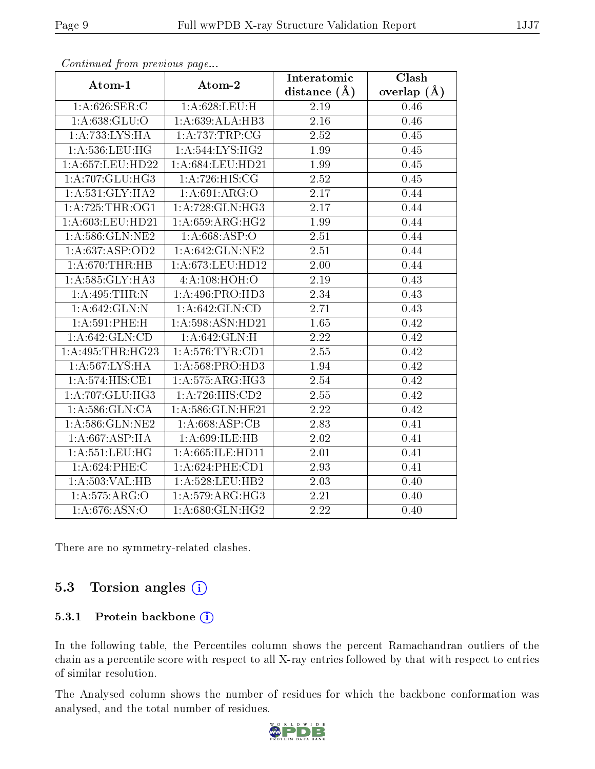*Continued from previous page...*

| Atom-1 | Atom-2 | Interatomic distance (Å) | Clash overlap (Å) |
|---|---|---|---|
| 1:A:626:SER:C | 1:A:628:LEU:H | 2.19 | 0.46 |
| 1:A:638:GLU:O | 1:A:639:ALA:HB3 | 2.16 | 0.46 |
| 1:A:733:LYS:HA | 1:A:737:TRP:CG | 2.52 | 0.45 |
| 1:A:536:LEU:HG | 1:A:544:LYS:HG2 | 1.99 | 0.45 |
| 1:A:657:LEU:HD22 | 1:A:684:LEU:HD21 | 1.99 | 0.45 |
| 1:A:707:GLU:HG3 | 1:A:726:HIS:CG | 2.52 | 0.45 |
| 1:A:531:GLY:HA2 | 1:A:691:ARG:O | 2.17 | 0.44 |
| 1:A:725:THR:OG1 | 1:A:728:GLN:HG3 | 2.17 | 0.44 |
| 1:A:603:LEU:HD21 | 1:A:659:ARG:HG2 | 1.99 | 0.44 |
| 1:A:586:GLN:NE2 | 1:A:668:ASP:O | 2.51 | 0.44 |
| 1:A:637:ASP:OD2 | 1:A:642:GLN:NE2 | 2.51 | 0.44 |
| 1:A:670:THR:HB | 1:A:673:LEU:HD12 | 2.00 | 0.44 |
| 1:A:585:GLY:HA3 | 4:A:108:HOH:O | 2.19 | 0.43 |
| 1:A:495:THR:N | 1:A:496:PRO:HD3 | 2.34 | 0.43 |
| 1:A:642:GLN:N | 1:A:642:GLN:CD | 2.71 | 0.43 |
| 1:A:591:PHE:H | 1:A:598:ASN:HD21 | 1.65 | 0.42 |
| 1:A:642:GLN:CD | 1:A:642:GLN:H | 2.22 | 0.42 |
| 1:A:495:THR:HG23 | 1:A:576:TYR:CD1 | 2.55 | 0.42 |
| 1:A:567:LYS:HA | 1:A:568:PRO:HD3 | 1.94 | 0.42 |
| 1:A:574:HIS:CE1 | 1:A:575:ARG:HG3 | 2.54 | 0.42 |
| 1:A:707:GLU:HG3 | 1:A:726:HIS:CD2 | 2.55 | 0.42 |
| 1:A:586:GLN:CA | 1:A:586:GLN:HE21 | 2.22 | 0.42 |
| 1:A:586:GLN:NE2 | 1:A:668:ASP:CB | 2.83 | 0.41 |
| 1:A:667:ASP:HA | 1:A:699:ILE:HB | 2.02 | 0.41 |
| 1:A:551:LEU:HG | 1:A:665:ILE:HD11 | 2.01 | 0.41 |
| 1:A:624:PHE:C | 1:A:624:PHE:CD1 | 2.93 | 0.41 |
| 1:A:503:VAL:HB | 1:A:528:LEU:HB2 | 2.03 | 0.40 |
| 1:A:575:ARG:O | 1:A:579:ARG:HG3 | 2.21 | 0.40 |
| 1:A:676:ASN:O | 1:A:680:GLN:HG2 | 2.22 | 0.40 |

There are no symmetry-related clashes.

## 5.3 Torsion angles

### 5.3.1 Protein backbone

In the following table, the Percentiles column shows the percent Ramachandran outliers of the chain as a percentile score with respect to all X-ray entries followed by that with respect to entries of similar resolution.

The Analysed column shows the number of residues for which the backbone conformation was analysed, and the total number of residues.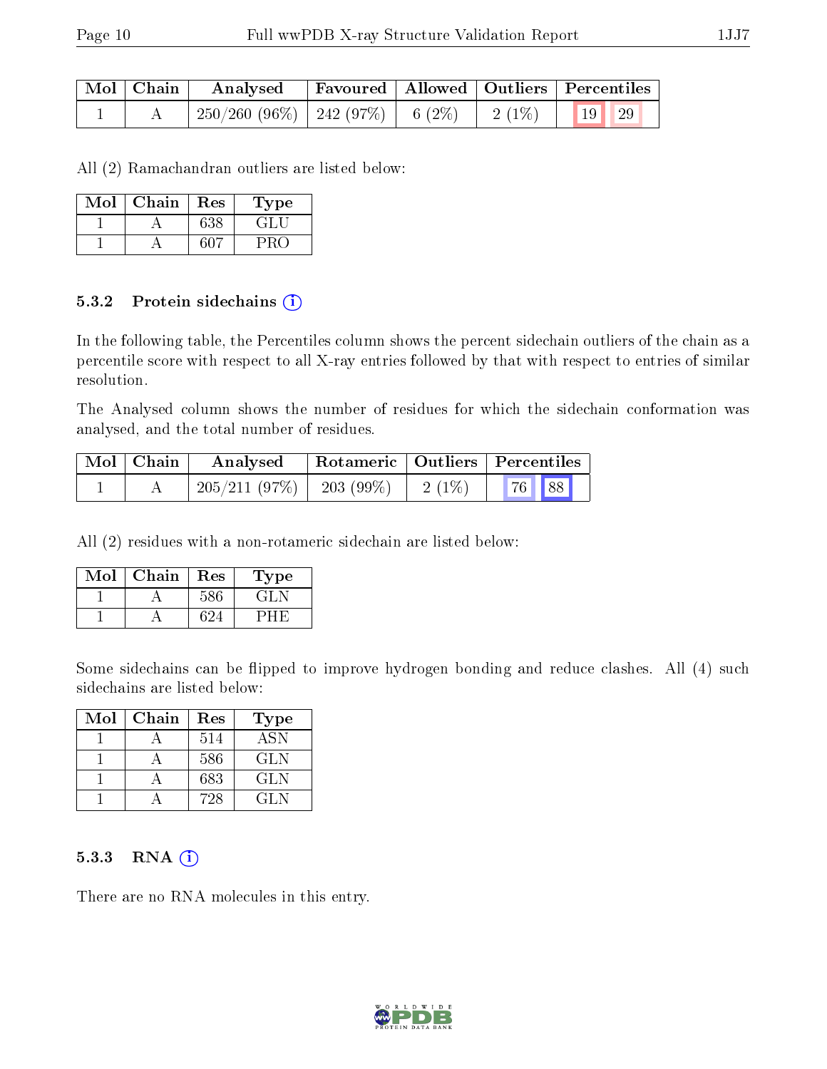| Mol | Chain | Analysed | Favoured | Allowed | Outliers | Percentiles | |
|---|---|---|---|---|---|---|---|
| 1 | A | 250/260 (96%) | 242 (97%) | 6 (2%) | 2 (1%) | 19 | 29 |

All (2) Ramachandran outliers are listed below:

| Mol | Chain | Res | Type |
|---|---|---|---|
| 1 | A | 638 | GLU |
| 1 | A | 607 | PRO |

### 5.3.2 Protein sidechains

In the following table, the Percentiles column shows the percent sidechain outliers of the chain as a percentile score with respect to all X-ray entries followed by that with respect to entries of similar resolution.

The Analysed column shows the number of residues for which the sidechain conformation was analysed, and the total number of residues.

| Mol | Chain | Analysed | Rotameric | Outliers | Percentiles | |
|---|---|---|---|---|---|---|
| 1 | A | 205/211 (97%) | 203 (99%) | 2 (1%) | 76 | 88 |

All (2) residues with a non-rotameric sidechain are listed below:

| Mol | Chain | Res | Type |
|---|---|---|---|
| 1 | A | 586 | GLN |
| 1 | A | 624 | PHE |

Some sidechains can be flipped to improve hydrogen bonding and reduce clashes. All (4) such sidechains are listed below:

| Mol | Chain | Res | Type |
|---|---|---|---|
| 1 | A | 514 | ASN |
| 1 | A | 586 | GLN |
| 1 | A | 683 | GLN |
| 1 | A | 728 | GLN |

### 5.3.3 RNA

There are no RNA molecules in this entry.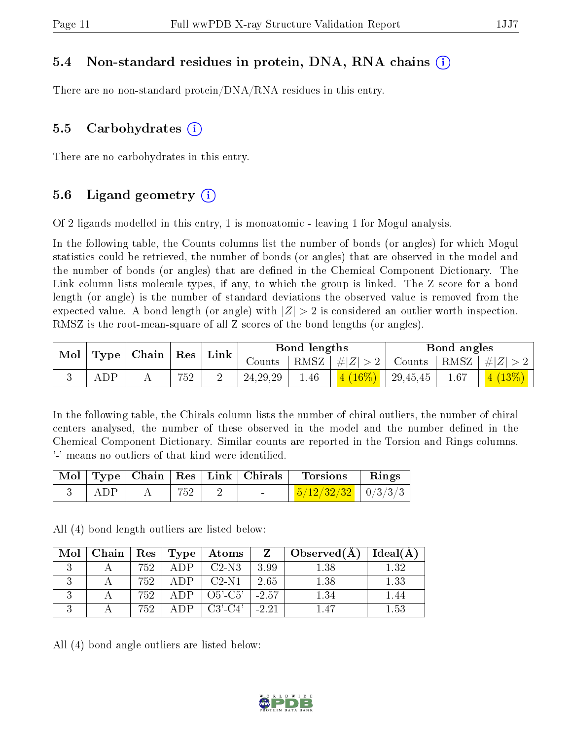### 5.4 Non-standard residues in protein, DNA, RNA chains

There are no non-standard protein/DNA/RNA residues in this entry.

### 5.5 Carbohydrates

There are no carbohydrates in this entry.

### 5.6 Ligand geometry

Of 2 ligands modelled in this entry, 1 is monoatomic - leaving 1 for Mogul analysis.

In the following table, the Counts columns list the number of bonds (or angles) for which Mogul statistics could be retrieved, the number of bonds (or angles) that are observed in the model and the number of bonds (or angles) that are defined in the Chemical Component Dictionary. The Link column lists molecule types, if any, to which the group is linked. The Z score for a bond length (or angle) is the number of standard deviations the observed value is removed from the expected value. A bond length (or angle) with $|Z| > 2$ is considered an outlier worth inspection. RMSZ is the root-mean-square of all Z scores of the bond lengths (or angles).

| Mol | Type | Chain | Res | Link | Bond lengths | | | Bond angles | | |
|---|---|---|---|---|---|---|---|---|---|---|
| | | | | | Counts | RMSZ | $\#\|Z\| > 2$ | Counts | RMSZ | $\#\|Z\| > 2$ |
| 3 | ADP | A | 752 | 2 | 24,29,29 | 1.46 | 4 (16%) | 29,45,45 | 1.67 | 4 (13%) |

In the following table, the Chirals column lists the number of chiral outliers, the number of chiral centers analysed, the number of these observed in the model and the number defined in the Chemical Component Dictionary. Similar counts are reported in the Torsion and Rings columns. '-' means no outliers of that kind were identified.

| Mol | Type | Chain | Res | Link | Chirals | Torsions | Rings |
|---|---|---|---|---|---|---|---|
| 3 | ADP | A | 752 | 2 | - | 5/12/32/32 | 0/3/3/3 |

All (4) bond length outliers are listed below:

| Mol | Chain | Res | Type | Atoms | Z | Observed(Å) | Ideal(Å) |
|---|---|---|---|---|---|---|---|
| 3 | A | 752 | ADP | C2-N3 | 3.99 | 1.38 | 1.32 |
| 3 | A | 752 | ADP | C2-N1 | 2.65 | 1.38 | 1.33 |
| 3 | A | 752 | ADP | O5'-C5' | -2.57 | 1.34 | 1.44 |
| 3 | A | 752 | ADP | C3'-C4' | -2.21 | 1.47 | 1.53 |

All (4) bond angle outliers are listed below: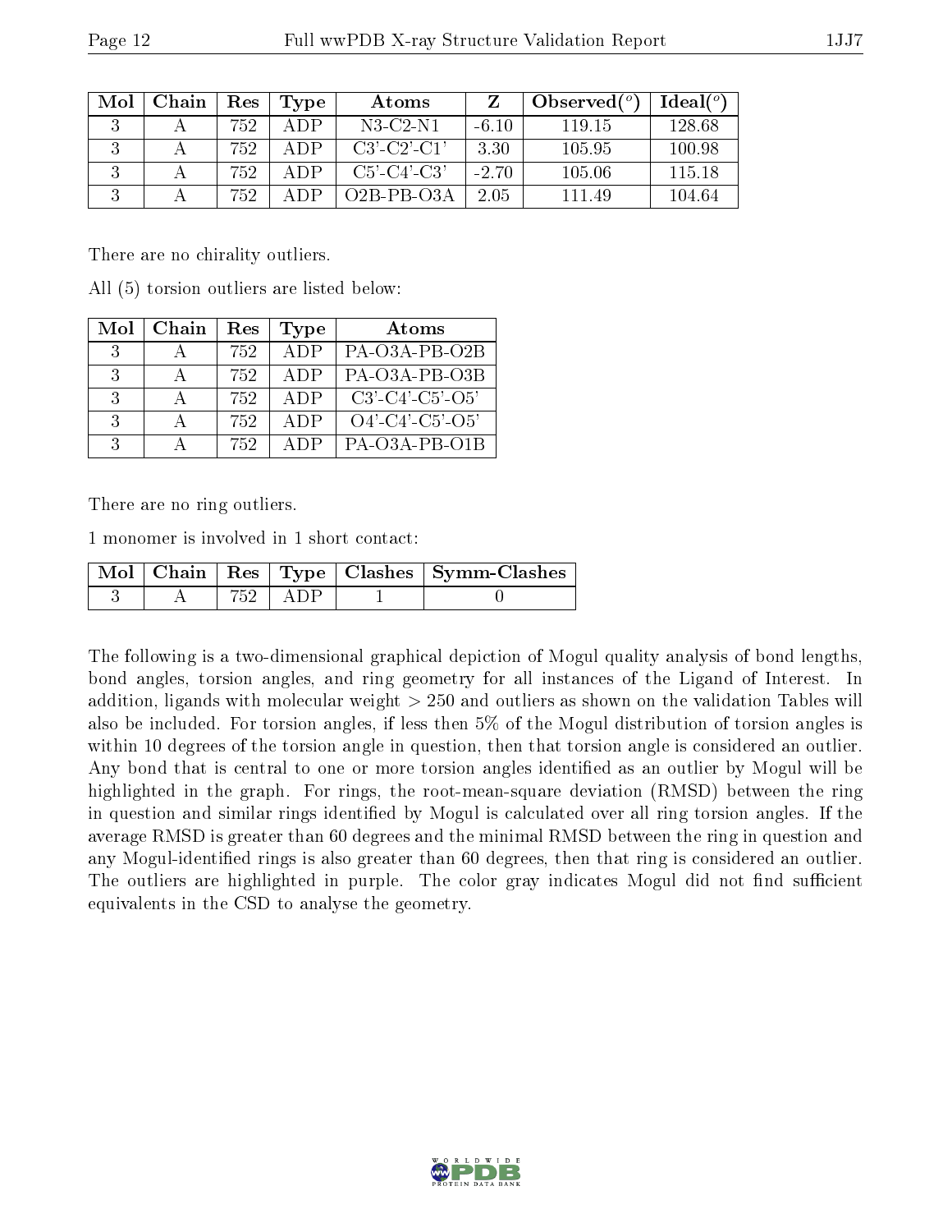| Mol | Chain | Res | Type | Atoms | Z | Observed(°) | Ideal(°) |
|---|---|---|---|---|---|---|---|
| 3 | A | 752 | ADP | N3-C2-N1 | -6.10 | 119.15 | 128.68 |
| 3 | A | 752 | ADP | C3'-C2'-C1' | 3.30 | 105.95 | 100.98 |
| 3 | A | 752 | ADP | C5'-C4'-C3' | -2.70 | 105.06 | 115.18 |
| 3 | A | 752 | ADP | O2B-PB-O3A | 2.05 | 111.49 | 104.64 |

There are no chirality outliers.

All (5) torsion outliers are listed below:

| Mol | Chain | Res | Type | Atoms |
|---|---|---|---|---|
| 3 | A | 752 | ADP | PA-O3A-PB-O2B |
| 3 | A | 752 | ADP | PA-O3A-PB-O3B |
| 3 | A | 752 | ADP | C3'-C4'-C5'-O5' |
| 3 | A | 752 | ADP | O4'-C4'-C5'-O5' |
| 3 | A | 752 | ADP | PA-O3A-PB-O1B |

There are no ring outliers.

1 monomer is involved in 1 short contact:

| Mol | Chain | Res | Type | Clashes | Symm-Clashes |
|---|---|---|---|---|---|
| 3 | A | 752 | ADP | 1 | 0 |

The following is a two-dimensional graphical depiction of Mogul quality analysis of bond lengths, bond angles, torsion angles, and ring geometry for all instances of the Ligand of Interest. In addition, ligands with molecular weight > 250 and outliers as shown on the validation Tables will also be included. For torsion angles, if less then 5% of the Mogul distribution of torsion angles is within 10 degrees of the torsion angle in question, then that torsion angle is considered an outlier. Any bond that is central to one or more torsion angles identified as an outlier by Mogul will be highlighted in the graph. For rings, the root-mean-square deviation (RMSD) between the ring in question and similar rings identified by Mogul is calculated over all ring torsion angles. If the average RMSD is greater than 60 degrees and the minimal RMSD between the ring in question and any Mogul-identified rings is also greater than 60 degrees, then that ring is considered an outlier. The outliers are highlighted in purple. The color gray indicates Mogul did not find sufficient equivalents in the CSD to analyse the geometry.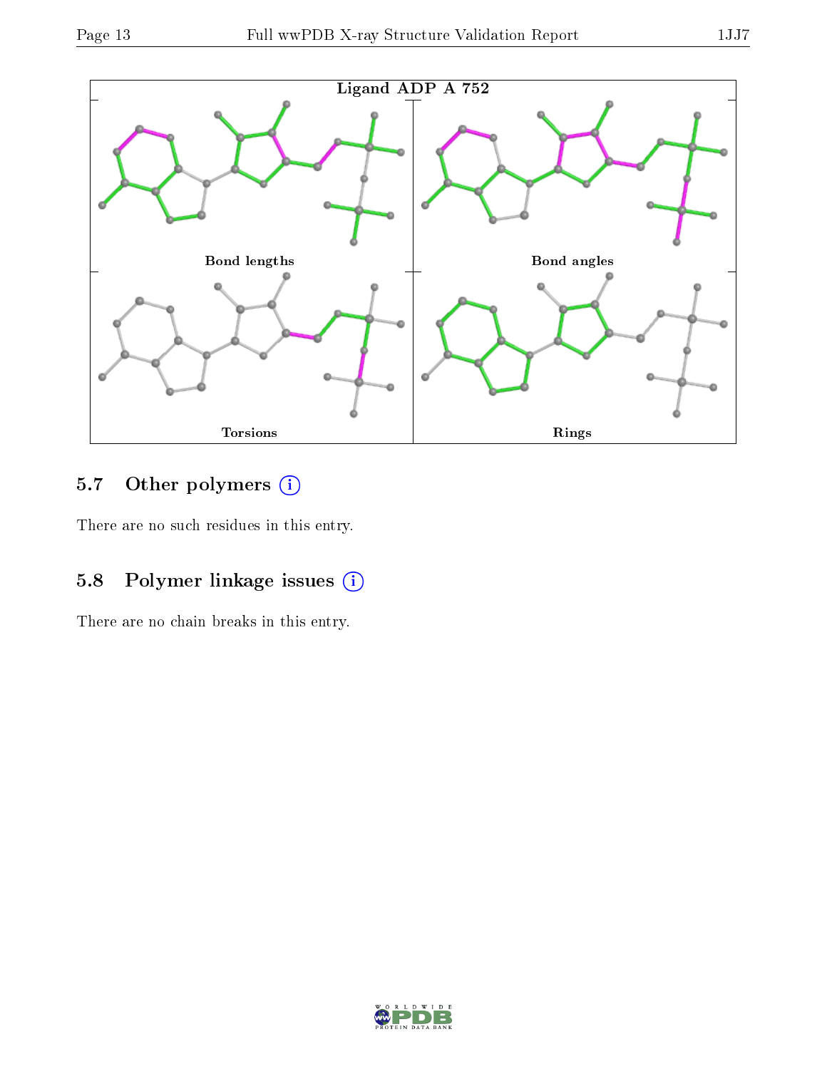Ligand ADP A 752

Bond lengths

Bond angles

Torsions

Rings

## 5.7 Other polymers

There are no such residues in this entry.

## 5.8 Polymer linkage issues

There are no chain breaks in this entry.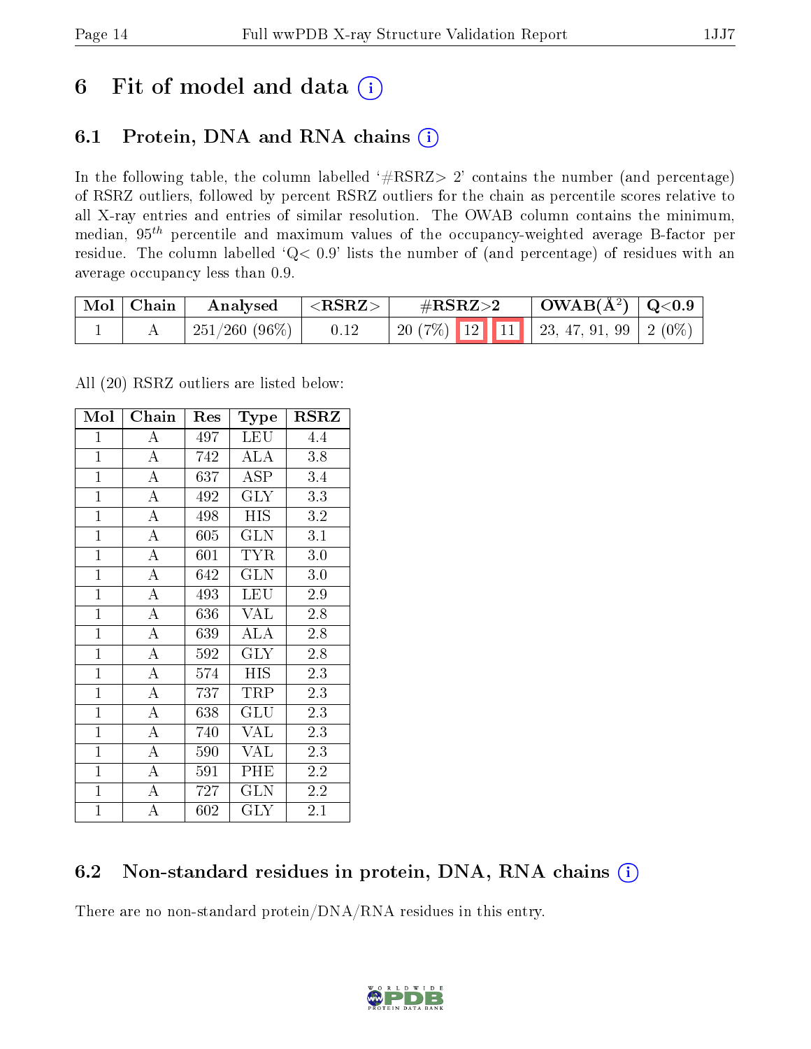# 6 Fit of model and data

## 6.1 Protein, DNA and RNA chains

In the following table, the column labelled '#RSRZ> 2' contains the number (and percentage) of RSRZ outliers, followed by percent RSRZ outliers for the chain as percentile scores relative to all X-ray entries and entries of similar resolution. The OWAB column contains the minimum, median, $95^{th}$ percentile and maximum values of the occupancy-weighted average B-factor per residue. The column labelled 'Q< 0.9' lists the number of (and percentage) of residues with an average occupancy less than 0.9.

| Mol | Chain | Analysed | <RSRZ> | #RSRZ>2 | | | OWAB(Å$^2$) | Q<0.9 |
|---|---|---|---|---|---|---|---|---|
| 1 | A | 251/260 (96%) | 0.12 | 20 (7%) | 12 | 11 | 23, 47, 91, 99 | 2 (0%) |

All (20) RSRZ outliers are listed below:

| Mol | Chain | Res | Type | RSRZ |
|---|---|---|---|---|
| 1 | A | 497 | LEU | 4.4 |
| 1 | A | 742 | ALA | 3.8 |
| 1 | A | 637 | ASP | 3.4 |
| 1 | A | 492 | GLY | 3.3 |
| 1 | A | 498 | HIS | 3.2 |
| 1 | A | 605 | GLN | 3.1 |
| 1 | A | 601 | TYR | 3.0 |
| 1 | A | 642 | GLN | 3.0 |
| 1 | A | 493 | LEU | 2.9 |
| 1 | A | 636 | VAL | 2.8 |
| 1 | A | 639 | ALA | 2.8 |
| 1 | A | 592 | GLY | 2.8 |
| 1 | A | 574 | HIS | 2.3 |
| 1 | A | 737 | TRP | 2.3 |
| 1 | A | 638 | GLU | 2.3 |
| 1 | A | 740 | VAL | 2.3 |
| 1 | A | 590 | VAL | 2.3 |
| 1 | A | 591 | PHE | 2.2 |
| 1 | A | 727 | GLN | 2.2 |
| 1 | A | 602 | GLY | 2.1 |

## 6.2 Non-standard residues in protein, DNA, RNA chains

There are no non-standard protein/DNA/RNA residues in this entry.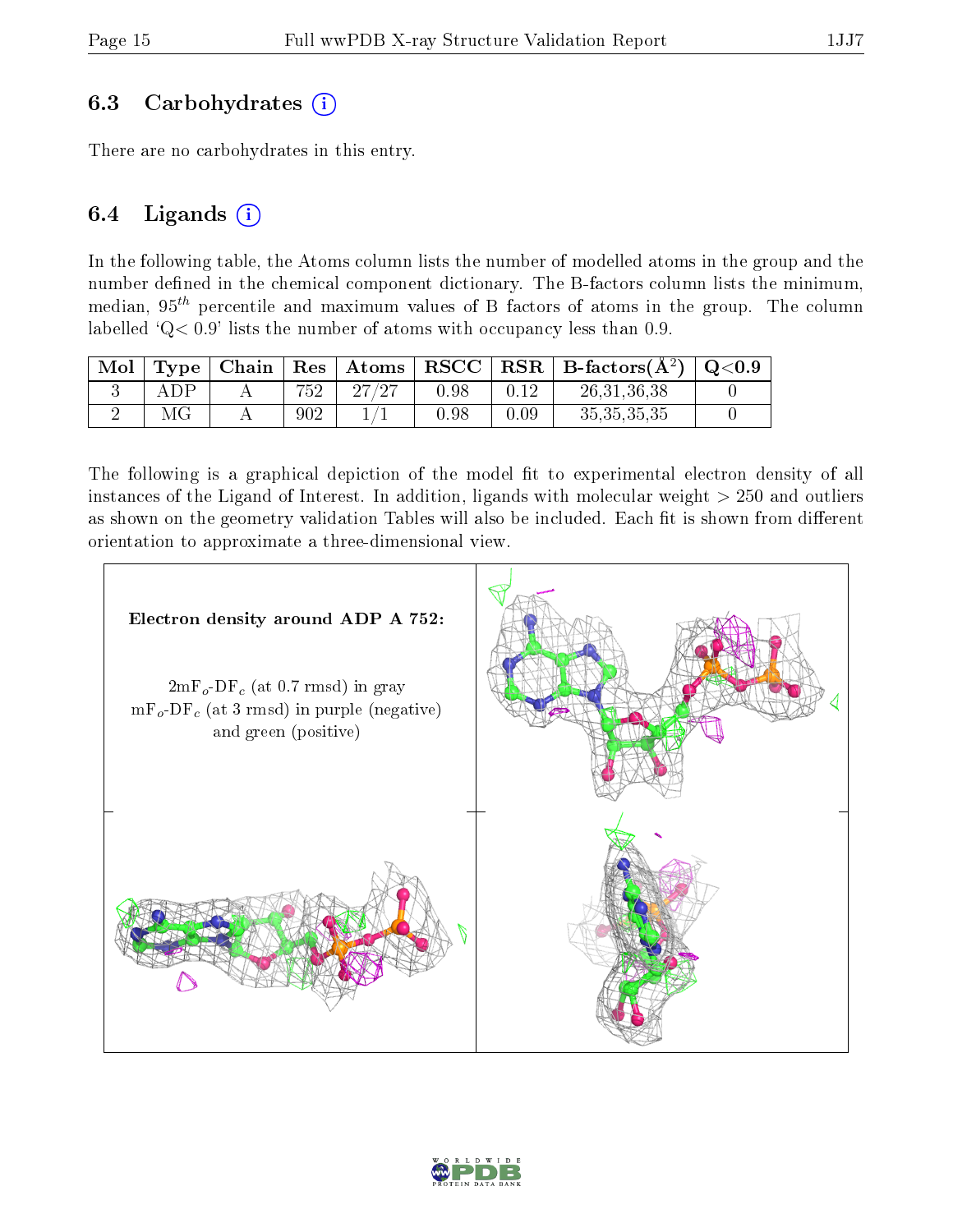### 6.3 Carbohydrates (i)

There are no carbohydrates in this entry.

### 6.4 Ligands (i)

In the following table, the Atoms column lists the number of modelled atoms in the group and the number defined in the chemical component dictionary. The B-factors column lists the minimum, median, $95^{th}$ percentile and maximum values of B factors of atoms in the group. The column labelled 'Q< 0.9' lists the number of atoms with occupancy less than 0.9.

| Mol | Type | Chain | Res | Atoms | RSCC | RSR | B-factors($Å^2$) | Q<0.9 |
|---|---|---|---|---|---|---|---|---|
| 3 | ADP | A | 752 | 27/27 | 0.98 | 0.12 | 26,31,36,38 | 0 |
| 2 | MG | A | 902 | 1/1 | 0.98 | 0.09 | 35,35,35,35 | 0 |

The following is a graphical depiction of the model fit to experimental electron density of all instances of the Ligand of Interest. In addition, ligands with molecular weight > 250 and outliers as shown on the geometry validation Tables will also be included. Each fit is shown from different orientation to approximate a three-dimensional view.

**Electron density around ADP A 752:**

$2mF_o$-$DF_c$ (at 0.7 rmsd) in gray
$mF_o$-$DF_c$ (at 3 rmsd) in purple (negative) and green (positive)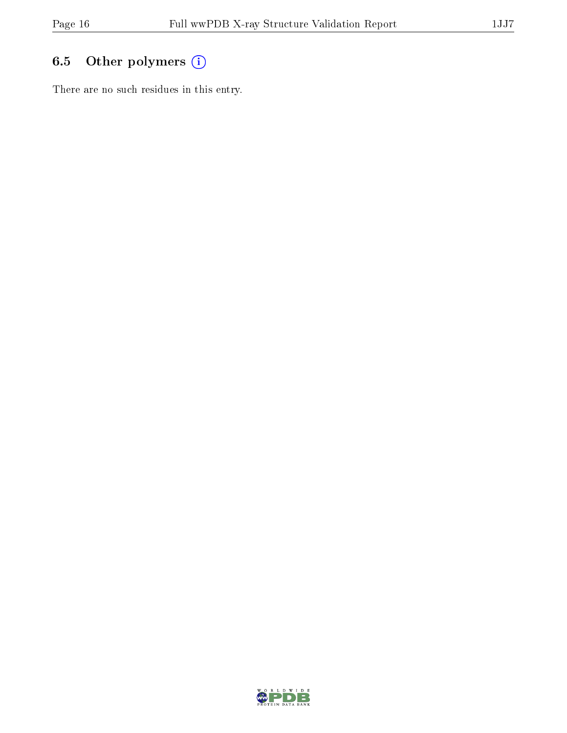### 6.5 Other polymers

There are no such residues in this entry.